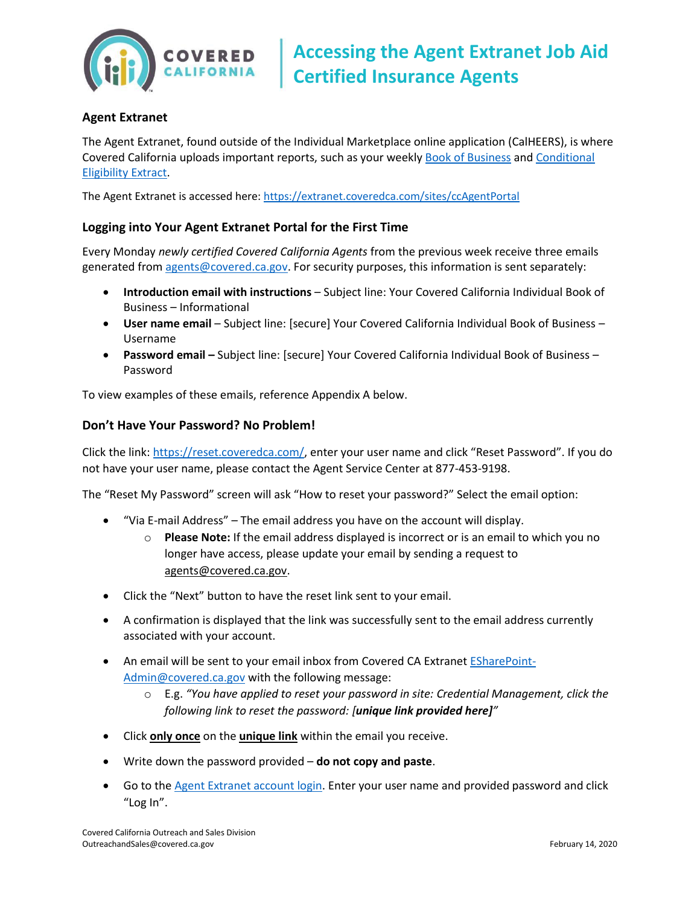# Accessing the Agent Extranet Job Aid Certified Insurance Agents

## Agent Extranet

The Agent Extranet, found outside of the Individual Marketplace online application (CalHEERS), is where Covered California uploads important reports, such as your weekly Book of Business and Conditional Eligibility Extract.

The Agent Extranet is accessed here: https://extranet.coveredca.com/sites/ccAgentPortal

### Logging into Your Agent Extranet Portal for the First Time

Every Monday *newly certified Covered California Agents* from the previous week receive three emails generated from agents@covered.ca.gov. For security purposes, this information is sent separately:

- **Introduction email with instructions** – Subject line: Your Covered California Individual Book of Business – Informational
- **User name email** – Subject line: [secure] Your Covered California Individual Book of Business – Username
- **Password email –** Subject line: [secure] Your Covered California Individual Book of Business – Password

To view examples of these emails, reference Appendix A below.

### Don't Have Your Password? No Problem!

Click the link: https://reset.coveredca.com/, enter your user name and click "Reset Password". If you do not have your user name, please contact the Agent Service Center at 877-453-9198.

The "Reset My Password" screen will ask "How to reset your password?" Select the email option:

- "Via E-mail Address" – The email address you have on the account will display.
  - **Please Note:** If the email address displayed is incorrect or is an email to which you no longer have access, please update your email by sending a request to agents@covered.ca.gov.
- Click the "Next" button to have the reset link sent to your email.
- A confirmation is displayed that the link was successfully sent to the email address currently associated with your account.
- An email will be sent to your email inbox from Covered CA Extranet ESharePoint-Admin@covered.ca.gov with the following message:
  - E.g. *"You have applied to reset your password in site: Credential Management, click the following link to reset the password: [**unique link provided here]**"*
- Click **only once** on the **unique link** within the email you receive.
- Write down the password provided – **do not copy and paste**.
- Go to the Agent Extranet account login. Enter your user name and provided password and click "Log In".

Covered California Outreach and Sales Division
OutreachandSales@covered.ca.gov

February 14, 2020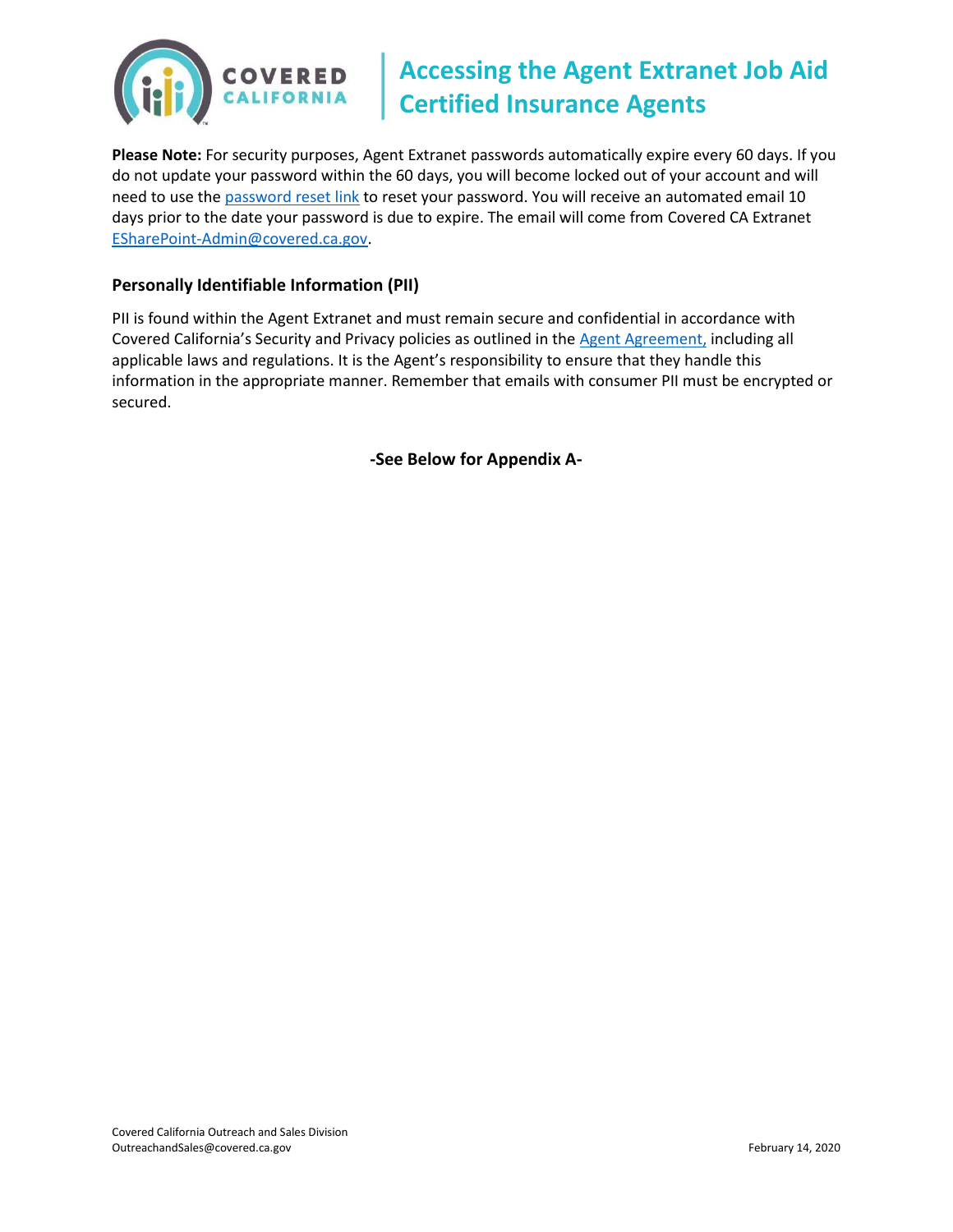**Please Note:** For security purposes, Agent Extranet passwords automatically expire every 60 days. If you do not update your password within the 60 days, you will become locked out of your account and will need to use the password reset link to reset your password. You will receive an automated email 10 days prior to the date your password is due to expire. The email will come from Covered CA Extranet ESharePoint-Admin@covered.ca.gov.

### Personally Identifiable Information (PII)

PII is found within the Agent Extranet and must remain secure and confidential in accordance with Covered California's Security and Privacy policies as outlined in the Agent Agreement, including all applicable laws and regulations. It is the Agent's responsibility to ensure that they handle this information in the appropriate manner. Remember that emails with consumer PII must be encrypted or secured.

**-See Below for Appendix A-**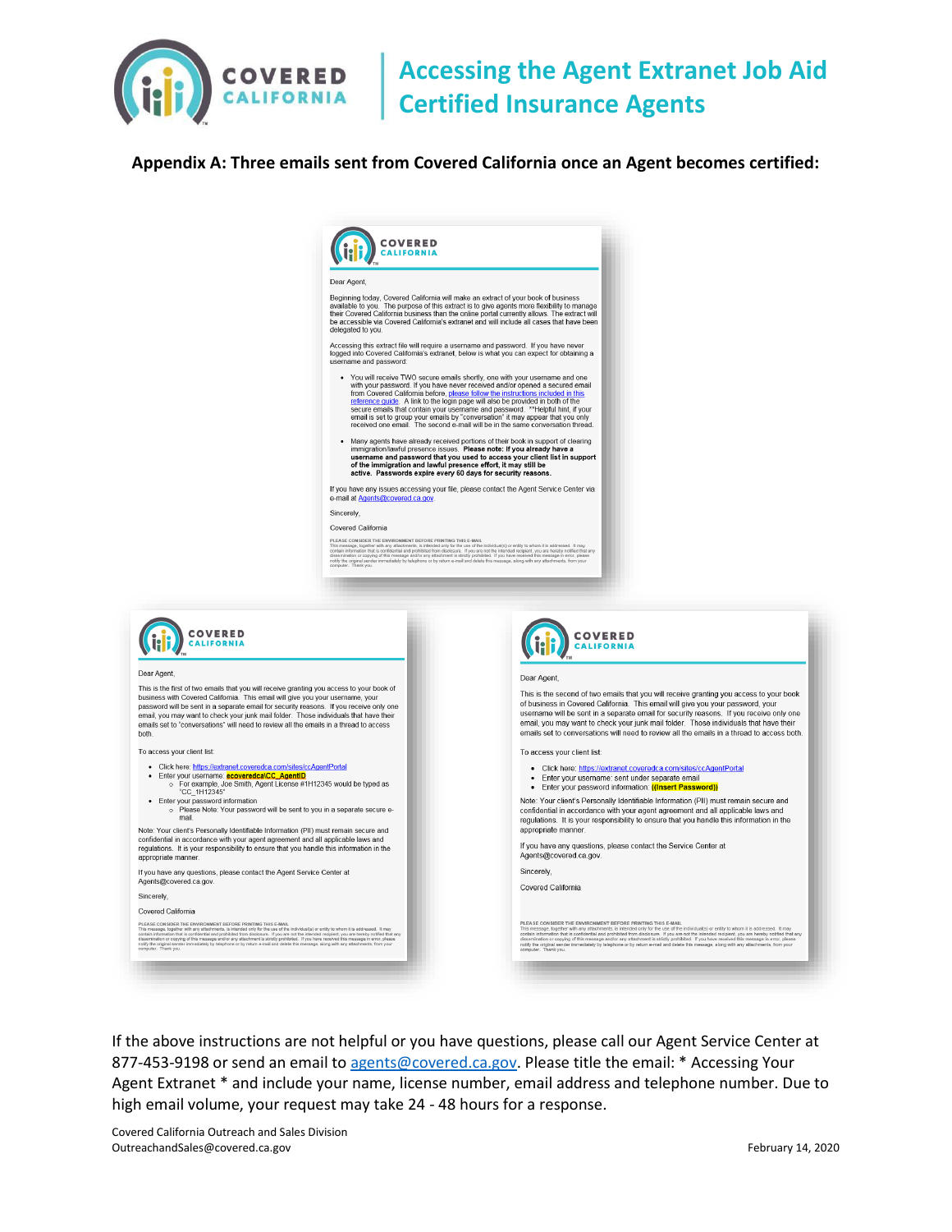**Appendix A: Three emails sent from Covered California once an Agent becomes certified:**

Dear Agent,

Beginning today, Covered California will make an extract of your book of business available to you. The purpose of this extract is to give agents more flexibility to manage their Covered California business than the online portal currently allows. The extract will be accessible via Covered California's extranet and will include all cases that have been delegated to you.

Accessing this extract file will require a username and password. If you have never logged into Covered California's extranet, below is what you can expect for obtaining a username and password:

- You will receive TWO secure emails shortly, one with your username and one with your password. If you have never received and/or opened a secured email from Covered California before, please follow the instructions included in this reference guide. A link to the login page will also be provided in both of the secure emails that contain your username and password. **Helpful hint, if your email is set to group your emails by "conversation" it may appear that you only received one email. The second e-mail will be in the same conversation thread.
- Many agents have already received portions of their book in support of clearing immigration/lawful presence issues. **Please note: If you already have a username and password that you used to access your client list in support of the immigration and lawful presence effort, it may still be active. Passwords expire every 60 days for security reasons.**

If you have any issues accessing your file, please contact the Agent Service Center via e-mail at Agents@covered.ca.gov

Sincerely,

Covered California

PLEASE CONSIDER THE ENVIRONMENT BEFORE PRINTING THIS E-MAIL
This message, together with any attachments, is intended only for the use of the individual(s) or entity to whom it is addressed. It may contain information that is confidential and prohibited from disclosure. If you are not the intended recipient, you are hereby notified that any dissemination or copying of this message and/or any attachment is strictly prohibited. If you have received this message in error, please notify the original sender immediately by telephone or by return e-mail and delete this message, along with any attachments, from your computer. Thank you.

---

Dear Agent,

This is the first of two emails that you will receive granting you access to your book of business with Covered California. This email will give you your username, your password will be sent in a separate email for security reasons. If you receive only one email, you may want to check your junk mail folder. Those individuals that have their emails set to "conversations" will need to review all the emails in a thread to access both.

To access your client list:

- Click here: https://extranet.coveredca.com/sites/ccAgentPortal
- Enter your username: **ecoveredca\CC_AgentID**
  - For example, Joe Smith, Agent License #1H12345 would be typed as "CC_1H12345"
- Enter your password information
  - Please Note: Your password will be sent to you in a separate secure e-mail.

Note: Your client's Personally Identifiable Information (PII) must remain secure and confidential in accordance with your agent agreement and all applicable laws and regulations. It is your responsibility to ensure that you handle this information in the appropriate manner.

If you have any questions, please contact the Agent Service Center at Agents@covered.ca.gov.

Sincerely,

Covered California

PLEASE CONSIDER THE ENVIRONMENT BEFORE PRINTING THIS E-MAIL
This message, together with any attachments, is intended only for the use of the individual(s) or entity to whom it is addressed. It may contain information that is confidential and prohibited from disclosure. If you are not the intended recipient, you are hereby notified that any dissemination or copying of this message and/or any attachment is strictly prohibited. If you have received this message in error, please notify the original sender immediately by telephone or by return e-mail and delete this message, along with any attachments, from your computer. Thank you.

---

Dear Agent,

This is the second of two emails that you will receive granting you access to your book of business in Covered California. This email will give you your password, your username will be sent in a separate email for security reasons. If you receive only one email, you may want to check your junk mail folder. Those individuals that have their emails set to conversations will need to review all the emails in a thread to access both.

To access your client list:

- Click here: https://extranet.coveredca.com/sites/ccAgentPortal
- Enter your username: sent under separate email
- Enter your password information: **((Insert Password))**

Note: Your client's Personally Identifiable Information (PII) must remain secure and confidential in accordance with your agent agreement and all applicable laws and regulations. It is your responsibility to ensure that you handle this information in the appropriate manner.

If you have any questions, please contact the Service Center at Agents@covered.ca.gov.

Sincerely,

Covered California

PLEASE CONSIDER THE ENVIRONMENT BEFORE PRINTING THIS E-MAIL
This message, together with any attachments, is intended only for the use of the individual(s) or entity to whom it is addressed. It may contain information that is confidential and prohibited from disclosure. If you are not the intended recipient, you are hereby notified that any dissemination or copying of this message and/or any attachment is strictly prohibited. If you have received this message in error, please notify the original sender immediately by telephone or by return e-mail and delete this message, along with any attachments, from your computer. Thank you.

---

If the above instructions are not helpful or you have questions, please call our Agent Service Center at 877-453-9198 or send an email to agents@covered.ca.gov. Please title the email: * Accessing Your Agent Extranet * and include your name, license number, email address and telephone number. Due to high email volume, your request may take 24 - 48 hours for a response.